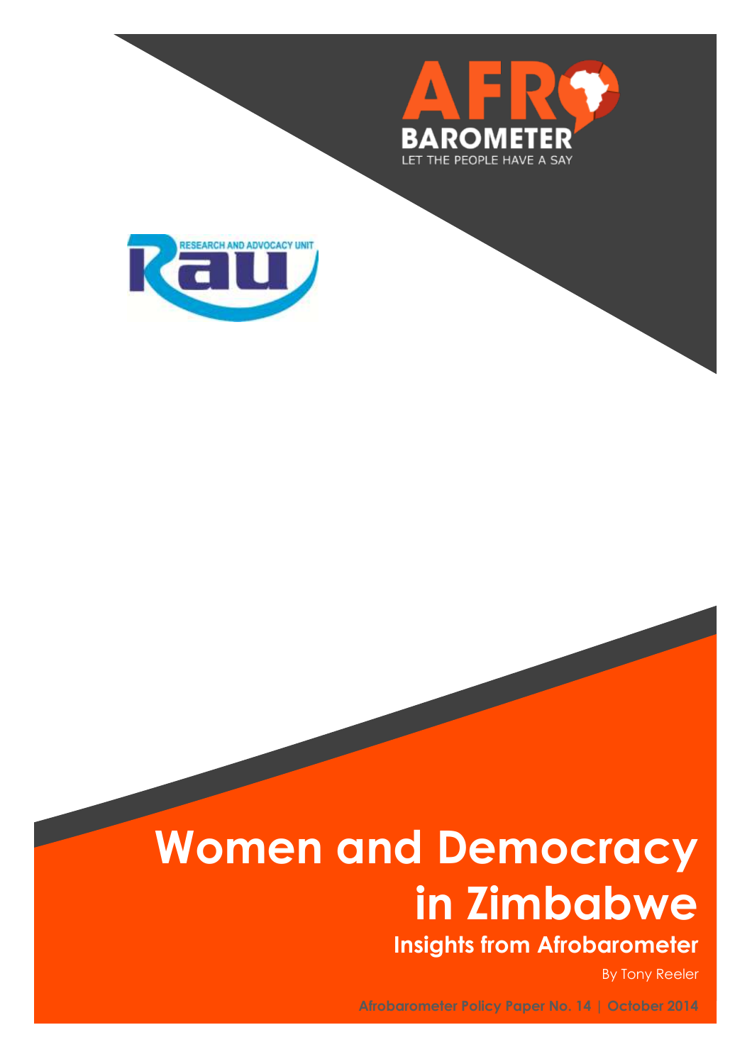AFRO BAROMETER

LET THE PEOPLE HAVE A SAY

RESEARCH AND ADVOCACY UNIT

Rau

# Women and Democracy in Zimbabwe

## Insights from Afrobarometer

By Tony Reeler

Afrobarometer Policy Paper No. 14 | October 2014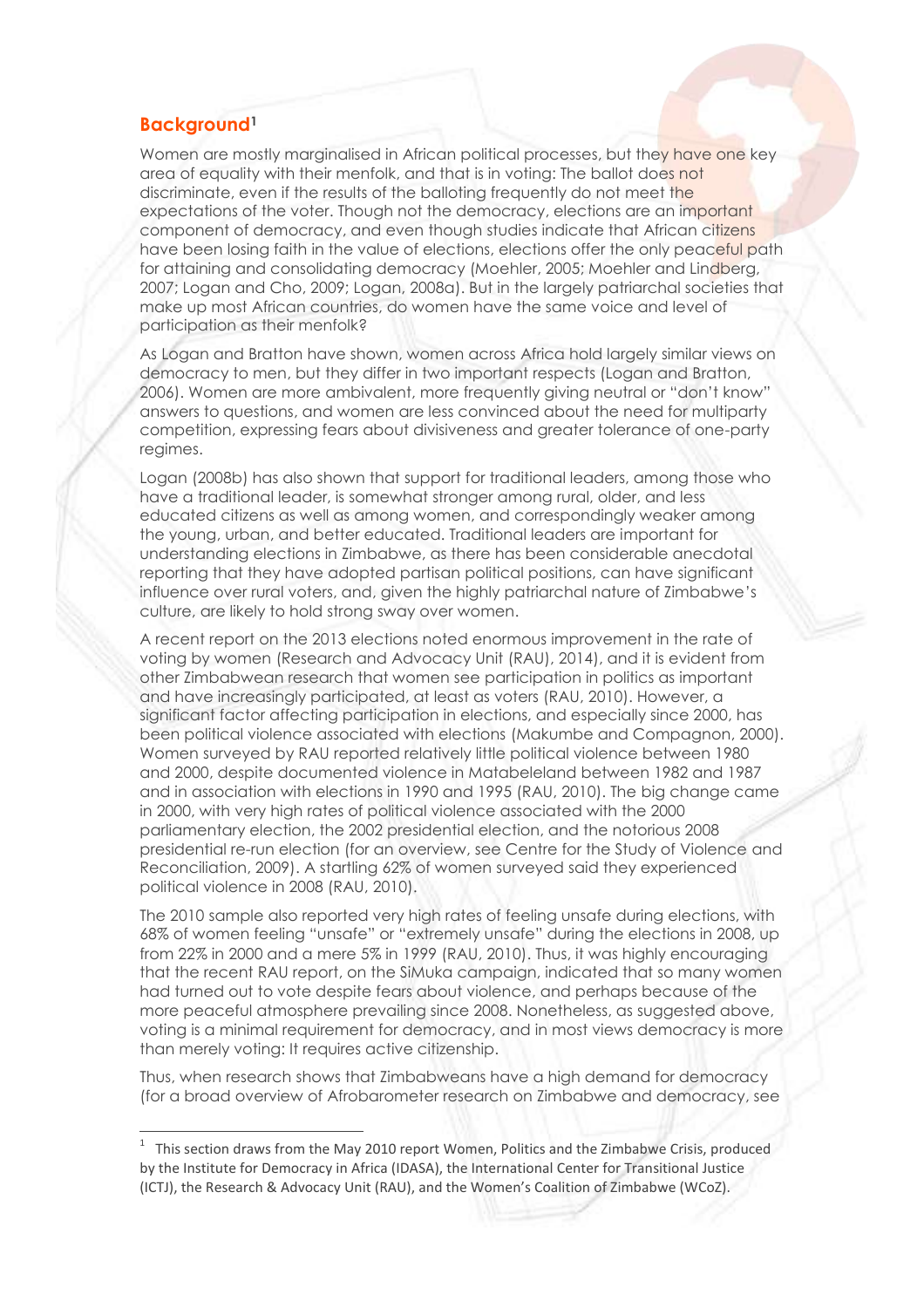## Background[1]

Women are mostly marginalised in African political processes, but they have one key area of equality with their menfolk, and that is in voting: The ballot does not discriminate, even if the results of the balloting frequently do not meet the expectations of the voter. Though not the democracy, elections are an important component of democracy, and even though studies indicate that African citizens have been losing faith in the value of elections, elections offer the only peaceful path for attaining and consolidating democracy (Moehler, 2005; Moehler and Lindberg, 2007; Logan and Cho, 2009; Logan, 2008a). But in the largely patriarchal societies that make up most African countries, do women have the same voice and level of participation as their menfolk?

As Logan and Bratton have shown, women across Africa hold largely similar views on democracy to men, but they differ in two important respects (Logan and Bratton, 2006). Women are more ambivalent, more frequently giving neutral or "don't know" answers to questions, and women are less convinced about the need for multiparty competition, expressing fears about divisiveness and greater tolerance of one-party regimes.

Logan (2008b) has also shown that support for traditional leaders, among those who have a traditional leader, is somewhat stronger among rural, older, and less educated citizens as well as among women, and correspondingly weaker among the young, urban, and better educated. Traditional leaders are important for understanding elections in Zimbabwe, as there has been considerable anecdotal reporting that they have adopted partisan political positions, can have significant influence over rural voters, and, given the highly patriarchal nature of Zimbabwe's culture, are likely to hold strong sway over women.

A recent report on the 2013 elections noted enormous improvement in the rate of voting by women (Research and Advocacy Unit (RAU), 2014), and it is evident from other Zimbabwean research that women see participation in politics as important and have increasingly participated, at least as voters (RAU, 2010). However, a significant factor affecting participation in elections, and especially since 2000, has been political violence associated with elections (Makumbe and Compagnon, 2000). Women surveyed by RAU reported relatively little political violence between 1980 and 2000, despite documented violence in Matabeleland between 1982 and 1987 and in association with elections in 1990 and 1995 (RAU, 2010). The big change came in 2000, with very high rates of political violence associated with the 2000 parliamentary election, the 2002 presidential election, and the notorious 2008 presidential re-run election (for an overview, see Centre for the Study of Violence and Reconciliation, 2009). A startling 62% of women surveyed said they experienced political violence in 2008 (RAU, 2010).

The 2010 sample also reported very high rates of feeling unsafe during elections, with 68% of women feeling "unsafe" or "extremely unsafe" during the elections in 2008, up from 22% in 2000 and a mere 5% in 1999 (RAU, 2010). Thus, it was highly encouraging that the recent RAU report, on the SiMuka campaign, indicated that so many women had turned out to vote despite fears about violence, and perhaps because of the more peaceful atmosphere prevailing since 2008. Nonetheless, as suggested above, voting is a minimal requirement for democracy, and in most views democracy is more than merely voting: It requires active citizenship.

Thus, when research shows that Zimbabweans have a high demand for democracy (for a broad overview of Afrobarometer research on Zimbabwe and democracy, see

---

[1] This section draws from the May 2010 report Women, Politics and the Zimbabwe Crisis, produced by the Institute for Democracy in Africa (IDASA), the International Center for Transitional Justice (ICTJ), the Research & Advocacy Unit (RAU), and the Women's Coalition of Zimbabwe (WCoZ).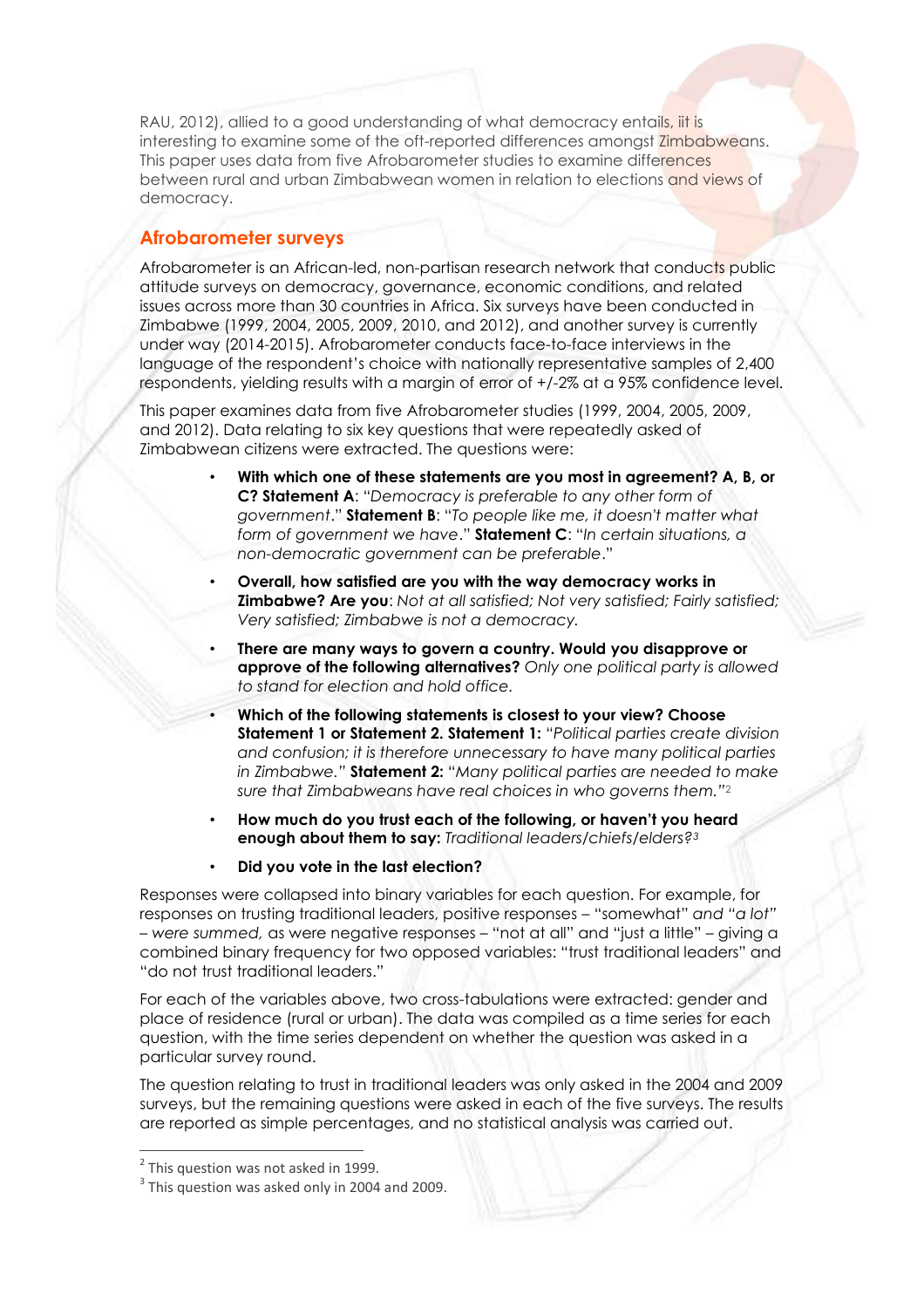RAU, 2012), allied to a good understanding of what democracy entails, iit is interesting to examine some of the oft-reported differences amongst Zimbabweans. This paper uses data from five Afrobarometer studies to examine differences between rural and urban Zimbabwean women in relation to elections and views of democracy.

## Afrobarometer surveys

Afrobarometer is an African-led, non-partisan research network that conducts public attitude surveys on democracy, governance, economic conditions, and related issues across more than 30 countries in Africa. Six surveys have been conducted in Zimbabwe (1999, 2004, 2005, 2009, 2010, and 2012), and another survey is currently under way (2014-2015). Afrobarometer conducts face-to-face interviews in the language of the respondent's choice with nationally representative samples of 2,400 respondents, yielding results with a margin of error of +/-2% at a 95% confidence level.

This paper examines data from five Afrobarometer studies (1999, 2004, 2005, 2009, and 2012). Data relating to six key questions that were repeatedly asked of Zimbabwean citizens were extracted. The questions were:

- **With which one of these statements are you most in agreement? A, B, or C? Statement A**: "*Democracy is preferable to any other form of government*." **Statement B**: "*To people like me, it doesn't matter what form of government we have*." **Statement C**: "*In certain situations, a non-democratic government can be preferable*."
- **Overall, how satisfied are you with the way democracy works in Zimbabwe? Are you**: *Not at all satisfied; Not very satisfied; Fairly satisfied; Very satisfied; Zimbabwe is not a democracy.*
- **There are many ways to govern a country. Would you disapprove or approve of the following alternatives?** *Only one political party is allowed to stand for election and hold office.*
- **Which of the following statements is closest to your view? Choose Statement 1 or Statement 2. Statement 1:** "*Political parties create division and confusion; it is therefore unnecessary to have many political parties in Zimbabwe.*" **Statement 2:** "*Many political parties are needed to make sure that Zimbabweans have real choices in who governs them.*"[2]
- **How much do you trust each of the following, or haven't you heard enough about them to say:** *Traditional leaders/chiefs/elders?*[3]
- **Did you vote in the last election?**

Responses were collapsed into binary variables for each question. For example, for responses on trusting traditional leaders, positive responses – "somewhat" *and "a lot" – were summed,* as were negative responses – "not at all" and "just a little" – giving a combined binary frequency for two opposed variables: "trust traditional leaders" and "do not trust traditional leaders."

For each of the variables above, two cross-tabulations were extracted: gender and place of residence (rural or urban). The data was compiled as a time series for each question, with the time series dependent on whether the question was asked in a particular survey round.

The question relating to trust in traditional leaders was only asked in the 2004 and 2009 surveys, but the remaining questions were asked in each of the five surveys. The results are reported as simple percentages, and no statistical analysis was carried out.

---

[2] This question was not asked in 1999.

[3] This question was asked only in 2004 and 2009.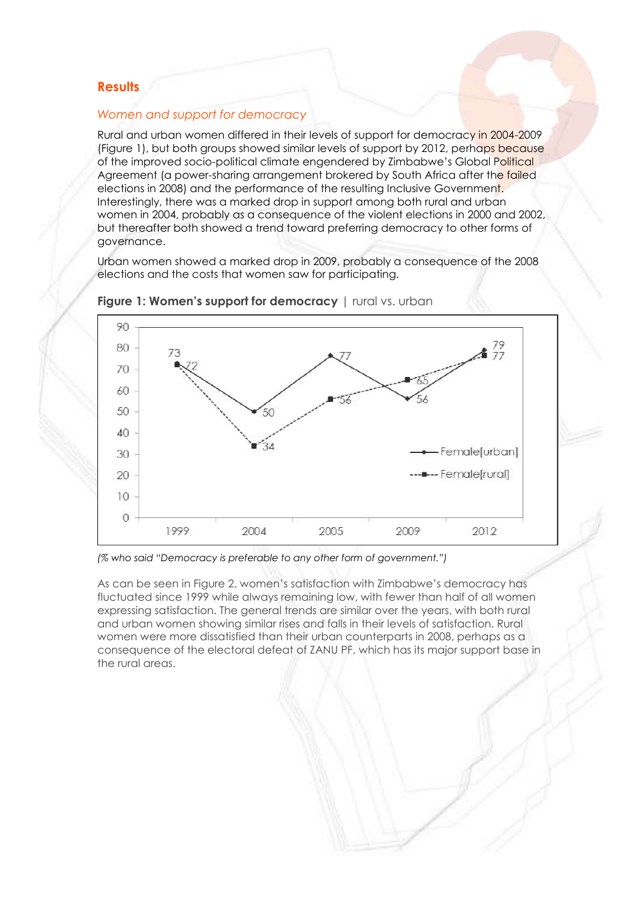## Results

### *Women and support for democracy*

Rural and urban women differed in their levels of support for democracy in 2004-2009 (Figure 1), but both groups showed similar levels of support by 2012, perhaps because of the improved socio-political climate engendered by Zimbabwe's Global Political Agreement (a power-sharing arrangement brokered by South Africa after the failed elections in 2008) and the performance of the resulting Inclusive Government. Interestingly, there was a marked drop in support among both rural and urban women in 2004, probably as a consequence of the violent elections in 2000 and 2002, but thereafter both showed a trend toward preferring democracy to other forms of governance.

Urban women showed a marked drop in 2009, probably a consequence of the 2008 elections and the costs that women saw for participating.

**Figure 1: Women's support for democracy** | rural vs. urban

| | 1999 | 2004 | 2005 | 2009 | 2012 |
|---|---|---|---|---|---|
| Female[urban] | 73 | 50 | 77 | 56 | 79 |
| Female[rural] | 72 | 34 | 56 | 65 | 77 |

*(% who said "Democracy is preferable to any other form of government.")*

As can be seen in Figure 2, women's satisfaction with Zimbabwe's democracy has fluctuated since 1999 while always remaining low, with fewer than half of all women expressing satisfaction. The general trends are similar over the years, with both rural and urban women showing similar rises and falls in their levels of satisfaction. Rural women were more dissatisfied than their urban counterparts in 2008, perhaps as a consequence of the electoral defeat of ZANU PF, which has its major support base in the rural areas.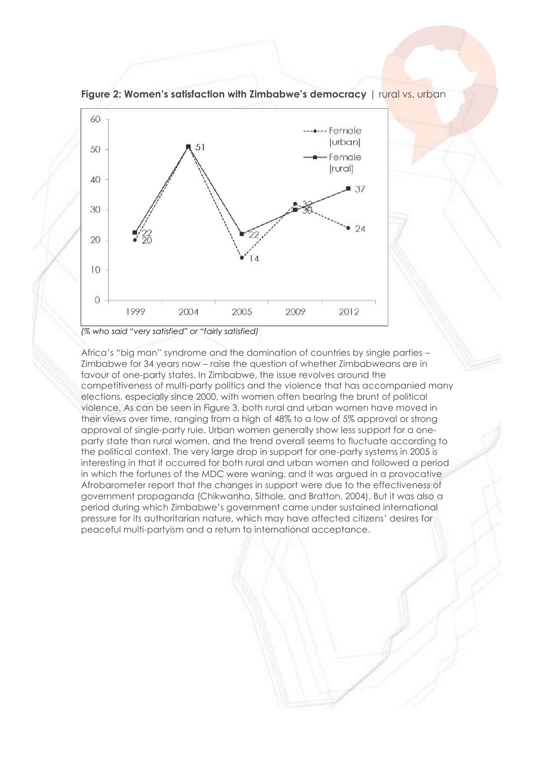**Figure 2: Women's satisfaction with Zimbabwe's democracy** | rural vs. urban

*(% who said "very satisfied" or "fairly satisfied)*

Africa's "big man" syndrome and the domination of countries by single parties – Zimbabwe for 34 years now – raise the question of whether Zimbabweans are in favour of one-party states. In Zimbabwe, the issue revolves around the competitiveness of multi-party politics and the violence that has accompanied many elections, especially since 2000, with women often bearing the brunt of political violence. As can be seen in Figure 3, both rural and urban women have moved in their views over time, ranging from a high of 48% to a low of 5% approval or strong approval of single-party rule. Urban women generally show less support for a one-party state than rural women, and the trend overall seems to fluctuate according to the political context. The very large drop in support for one-party systems in 2005 is interesting in that it occurred for both rural and urban women and followed a period in which the fortunes of the MDC were waning, and it was argued in a provocative Afrobarometer report that the changes in support were due to the effectiveness of government propaganda (Chikwanha, Sithole, and Bratton, 2004). But it was also a period during which Zimbabwe's government came under sustained international pressure for its authoritarian nature, which may have affected citizens' desires for peaceful multi-partyism and a return to international acceptance.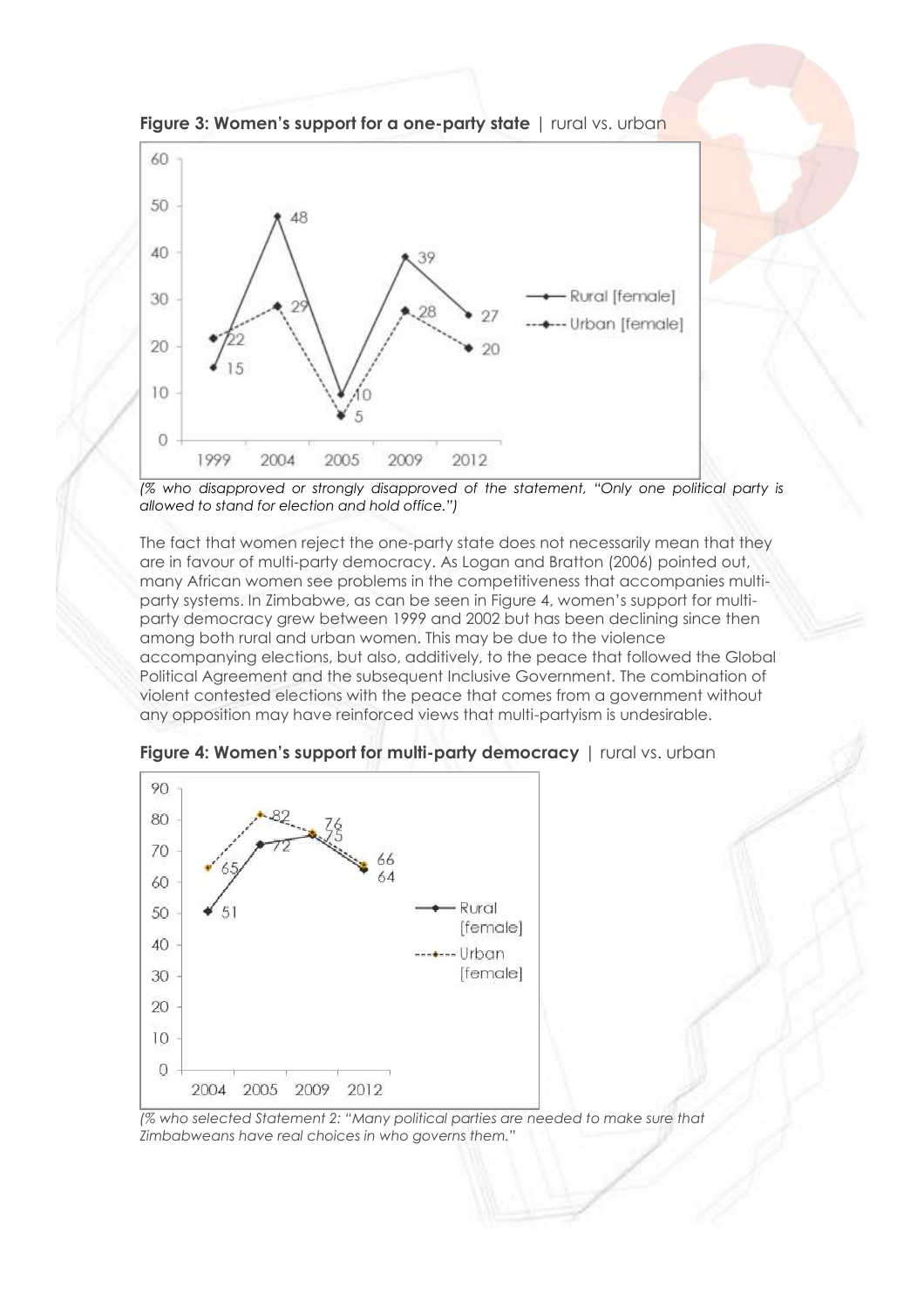**Figure 3: Women's support for a one-party state** | rural vs. urban

| | 1999 | 2004 | 2005 | 2009 | 2012 |
|---|---|---|---|---|---|
| Rural [female] | 15 | 48 | 10 | 39 | 27 |
| Urban [female] | 22 | 29 | 5 | 28 | 20 |

*(% who disapproved or strongly disapproved of the statement, "Only one political party is allowed to stand for election and hold office.")*

The fact that women reject the one-party state does not necessarily mean that they are in favour of multi-party democracy. As Logan and Bratton (2006) pointed out, many African women see problems in the competitiveness that accompanies multi-party systems. In Zimbabwe, as can be seen in Figure 4, women's support for multi-party democracy grew between 1999 and 2002 but has been declining since then among both rural and urban women. This may be due to the violence accompanying elections, but also, additively, to the peace that followed the Global Political Agreement and the subsequent Inclusive Government. The combination of violent contested elections with the peace that comes from a government without any opposition may have reinforced views that multi-partyism is undesirable.

**Figure 4: Women's support for multi-party democracy** | rural vs. urban

| | 2004 | 2005 | 2009 | 2012 |
|---|---|---|---|---|
| Rural [female] | 51 | 72 | 75 | 64 |
| Urban [female] | 65 | 82 | 76 | 66 |

*(% who selected Statement 2: "Many political parties are needed to make sure that Zimbabweans have real choices in who governs them."*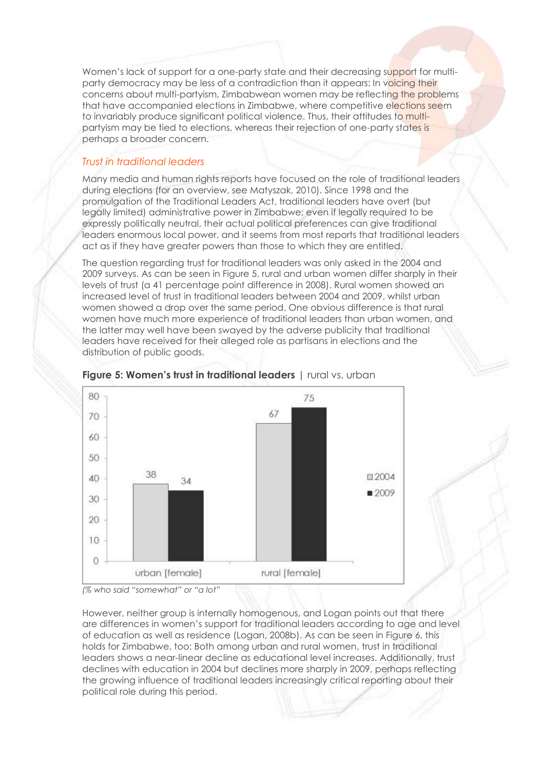Women's lack of support for a one-party state and their decreasing support for multi-party democracy may be less of a contradiction than it appears: In voicing their concerns about multi-partyism, Zimbabwean women may be reflecting the problems that have accompanied elections in Zimbabwe, where competitive elections seem to invariably produce significant political violence. Thus, their attitudes to multi-partyism may be tied to elections, whereas their rejection of one-party states is perhaps a broader concern.

### *Trust in traditional leaders*

Many media and human rights reports have focused on the role of traditional leaders during elections (for an overview, see Matyszak, 2010). Since 1998 and the promulgation of the Traditional Leaders Act, traditional leaders have overt (but legally limited) administrative power in Zimbabwe; even if legally required to be expressly politically neutral, their actual political preferences can give traditional leaders enormous local power, and it seems from most reports that traditional leaders act as if they have greater powers than those to which they are entitled.

The question regarding trust for traditional leaders was only asked in the 2004 and 2009 surveys. As can be seen in Figure 5, rural and urban women differ sharply in their levels of trust (a 41 percentage point difference in 2008). Rural women showed an increased level of trust in traditional leaders between 2004 and 2009, whilst urban women showed a drop over the same period. One obvious difference is that rural women have much more experience of traditional leaders than urban women, and the latter may well have been swayed by the adverse publicity that traditional leaders have received for their alleged role as partisans in elections and the distribution of public goods.

**Figure 5: Women's trust in traditional leaders** | rural vs. urban

| | 2004 | 2009 |
|---|---|---|
| urban [female] | 38 | 34 |
| rural [female] | 67 | 75 |

*(% who said "somewhat" or "a lot"*

However, neither group is internally homogenous, and Logan points out that there are differences in women's support for traditional leaders according to age and level of education as well as residence (Logan, 2008b). As can be seen in Figure 6, this holds for Zimbabwe, too: Both among urban and rural women, trust in traditional leaders shows a near-linear decline as educational level increases. Additionally, trust declines with education in 2004 but declines more sharply in 2009, perhaps reflecting the growing influence of traditional leaders increasingly critical reporting about their political role during this period.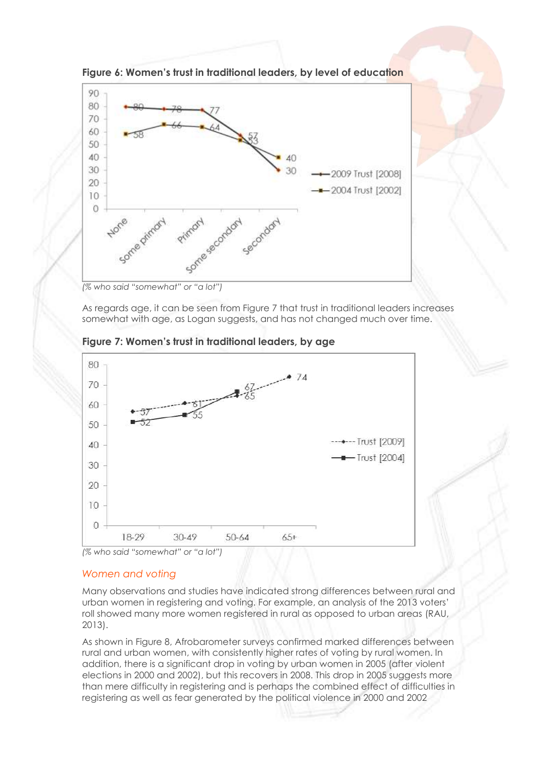**Figure 6: Women's trust in traditional leaders, by level of education**

| | None | Some primary | Primary | Some secondary | Secondary |
|---|---|---|---|---|---|
| 2009 Trust [2008] | 80 | 78 | 77 | 57 | 30 |
| 2004 Trust [2002] | 58 | 66 | 64 | 53 | 40 |

*(% who said "somewhat" or "a lot")*

As regards age, it can be seen from Figure 7 that trust in traditional leaders increases somewhat with age, as Logan suggests, and has not changed much over time.

**Figure 7: Women's trust in traditional leaders, by age**

| | 18-29 | 30-49 | 50-64 | 65+ |
|---|---|---|---|---|
| Trust [2009] | 57 | 61 | 65 | 74 |
| Trust [2004] | 52 | 55 | 67 | |

*(% who said "somewhat" or "a lot")*

### *Women and voting*

Many observations and studies have indicated strong differences between rural and urban women in registering and voting. For example, an analysis of the 2013 voters' roll showed many more women registered in rural as opposed to urban areas (RAU, 2013).

As shown in Figure 8, Afrobarometer surveys confirmed marked differences between rural and urban women, with consistently higher rates of voting by rural women. In addition, there is a significant drop in voting by urban women in 2005 (after violent elections in 2000 and 2002), but this recovers in 2008. This drop in 2005 suggests more than mere difficulty in registering and is perhaps the combined effect of difficulties in registering as well as fear generated by the political violence in 2000 and 2002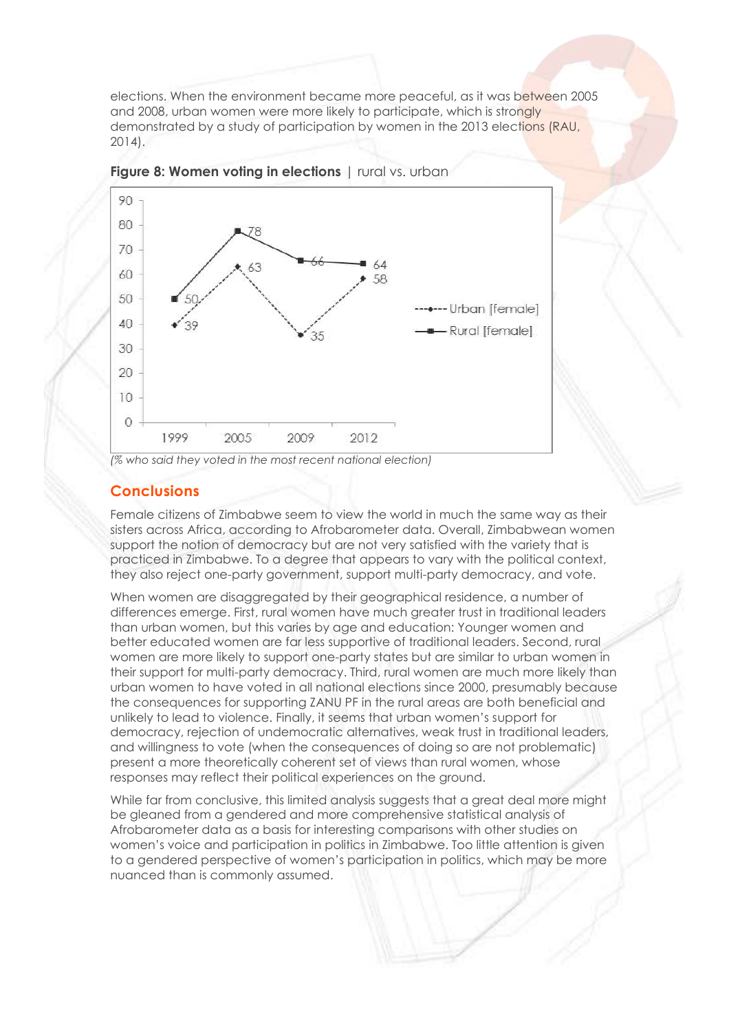elections. When the environment became more peaceful, as it was between 2005 and 2008, urban women were more likely to participate, which is strongly demonstrated by a study of participation by women in the 2013 elections (RAU, 2014).

**Figure 8: Women voting in elections** | rural vs. urban

| | 1999 | 2005 | 2009 | 2012 |
|---|---|---|---|---|
| Urban [female] | 39 | 63 | 35 | 58 |
| Rural [female] | 50 | 78 | 66 | 64 |

*(% who said they voted in the most recent national election)*

## Conclusions

Female citizens of Zimbabwe seem to view the world in much the same way as their sisters across Africa, according to Afrobarometer data. Overall, Zimbabwean women support the notion of democracy but are not very satisfied with the variety that is practiced in Zimbabwe. To a degree that appears to vary with the political context, they also reject one-party government, support multi-party democracy, and vote.

When women are disaggregated by their geographical residence, a number of differences emerge. First, rural women have much greater trust in traditional leaders than urban women, but this varies by age and education: Younger women and better educated women are far less supportive of traditional leaders. Second, rural women are more likely to support one-party states but are similar to urban women in their support for multi-party democracy. Third, rural women are much more likely than urban women to have voted in all national elections since 2000, presumably because the consequences for supporting ZANU PF in the rural areas are both beneficial and unlikely to lead to violence. Finally, it seems that urban women's support for democracy, rejection of undemocratic alternatives, weak trust in traditional leaders, and willingness to vote (when the consequences of doing so are not problematic) present a more theoretically coherent set of views than rural women, whose responses may reflect their political experiences on the ground.

While far from conclusive, this limited analysis suggests that a great deal more might be gleaned from a gendered and more comprehensive statistical analysis of Afrobarometer data as a basis for interesting comparisons with other studies on women's voice and participation in politics in Zimbabwe. Too little attention is given to a gendered perspective of women's participation in politics, which may be more nuanced than is commonly assumed.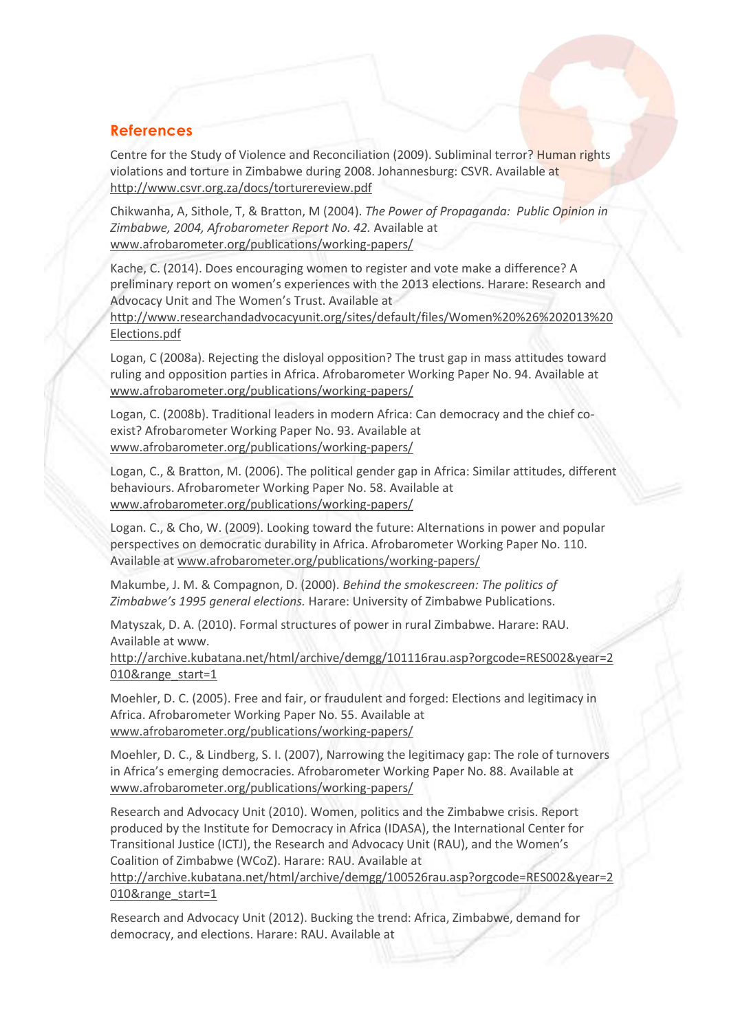## References

Centre for the Study of Violence and Reconciliation (2009). Subliminal terror? Human rights violations and torture in Zimbabwe during 2008. Johannesburg: CSVR. Available at http://www.csvr.org.za/docs/torturereview.pdf

Chikwanha, A, Sithole, T, & Bratton, M (2004). *The Power of Propaganda: Public Opinion in Zimbabwe, 2004, Afrobarometer Report No. 42.* Available at www.afrobarometer.org/publications/working-papers/

Kache, C. (2014). Does encouraging women to register and vote make a difference? A preliminary report on women's experiences with the 2013 elections. Harare: Research and Advocacy Unit and The Women's Trust. Available at http://www.researchandadvocacyunit.org/sites/default/files/Women%20%26%202013%20Elections.pdf

Logan, C (2008a). Rejecting the disloyal opposition? The trust gap in mass attitudes toward ruling and opposition parties in Africa. Afrobarometer Working Paper No. 94. Available at www.afrobarometer.org/publications/working-papers/

Logan, C. (2008b). Traditional leaders in modern Africa: Can democracy and the chief co-exist? Afrobarometer Working Paper No. 93. Available at www.afrobarometer.org/publications/working-papers/

Logan, C., & Bratton, M. (2006). The political gender gap in Africa: Similar attitudes, different behaviours. Afrobarometer Working Paper No. 58. Available at www.afrobarometer.org/publications/working-papers/

Logan. C., & Cho, W. (2009). Looking toward the future: Alternations in power and popular perspectives on democratic durability in Africa. Afrobarometer Working Paper No. 110. Available at www.afrobarometer.org/publications/working-papers/

Makumbe, J. M. & Compagnon, D. (2000). *Behind the smokescreen: The politics of Zimbabwe's 1995 general elections.* Harare: University of Zimbabwe Publications.

Matyszak, D. A. (2010). Formal structures of power in rural Zimbabwe. Harare: RAU. Available at www. http://archive.kubatana.net/html/archive/demgg/101116rau.asp?orgcode=RES002&year=2010&range_start=1

Moehler, D. C. (2005). Free and fair, or fraudulent and forged: Elections and legitimacy in Africa. Afrobarometer Working Paper No. 55. Available at www.afrobarometer.org/publications/working-papers/

Moehler, D. C., & Lindberg, S. I. (2007), Narrowing the legitimacy gap: The role of turnovers in Africa's emerging democracies. Afrobarometer Working Paper No. 88. Available at www.afrobarometer.org/publications/working-papers/

Research and Advocacy Unit (2010). Women, politics and the Zimbabwe crisis. Report produced by the Institute for Democracy in Africa (IDASA), the International Center for Transitional Justice (ICTJ), the Research and Advocacy Unit (RAU), and the Women's Coalition of Zimbabwe (WCoZ). Harare: RAU. Available at http://archive.kubatana.net/html/archive/demgg/100526rau.asp?orgcode=RES002&year=2010&range_start=1

Research and Advocacy Unit (2012). Bucking the trend: Africa, Zimbabwe, demand for democracy, and elections. Harare: RAU. Available at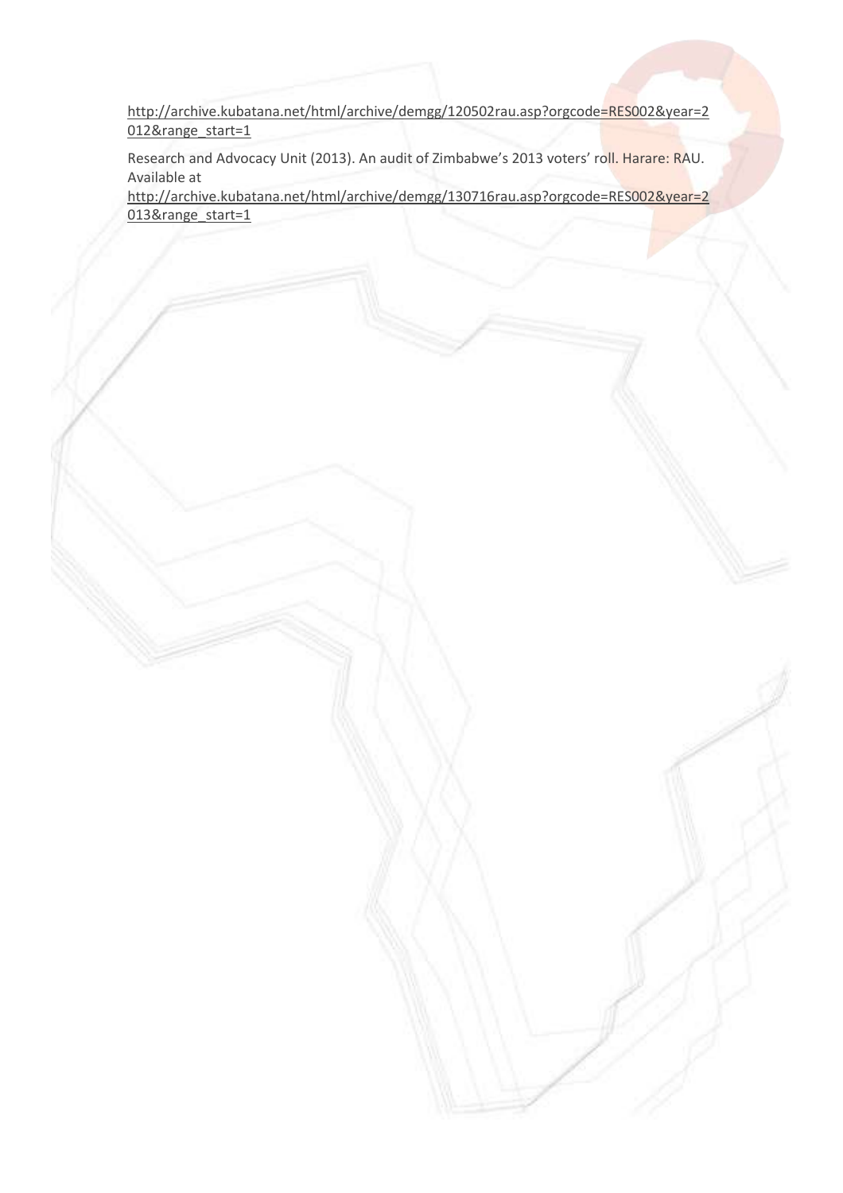http://archive.kubatana.net/html/archive/demgg/120502rau.asp?orgcode=RES002&year=2012&range_start=1

Research and Advocacy Unit (2013). An audit of Zimbabwe's 2013 voters' roll. Harare: RAU. Available at http://archive.kubatana.net/html/archive/demgg/130716rau.asp?orgcode=RES002&year=2013&range_start=1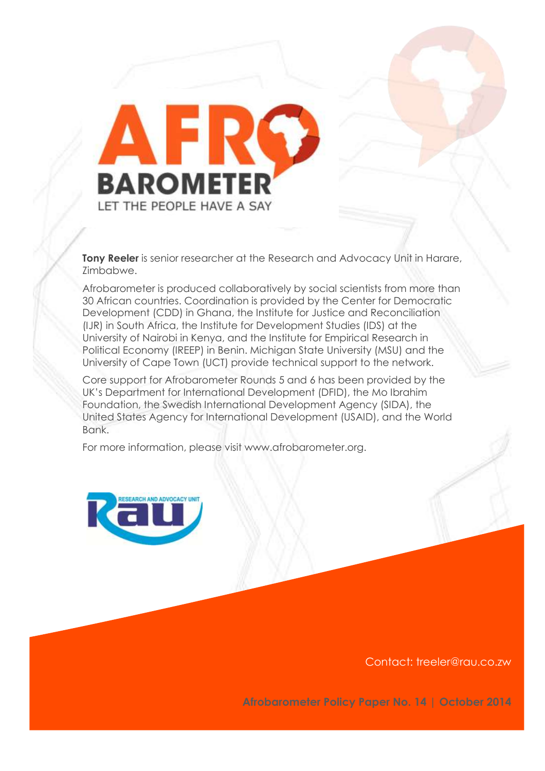**Tony Reeler** is senior researcher at the Research and Advocacy Unit in Harare, Zimbabwe.

Afrobarometer is produced collaboratively by social scientists from more than 30 African countries. Coordination is provided by the Center for Democratic Development (CDD) in Ghana, the Institute for Justice and Reconciliation (IJR) in South Africa, the Institute for Development Studies (IDS) at the University of Nairobi in Kenya, and the Institute for Empirical Research in Political Economy (IREEP) in Benin. Michigan State University (MSU) and the University of Cape Town (UCT) provide technical support to the network.

Core support for Afrobarometer Rounds 5 and 6 has been provided by the UK's Department for International Development (DFID), the Mo Ibrahim Foundation, the Swedish International Development Agency (SIDA), the United States Agency for International Development (USAID), and the World Bank.

For more information, please visit www.afrobarometer.org.

Contact: treeler@rau.co.zw

Afrobarometer Policy Paper No. 14 | October 2014